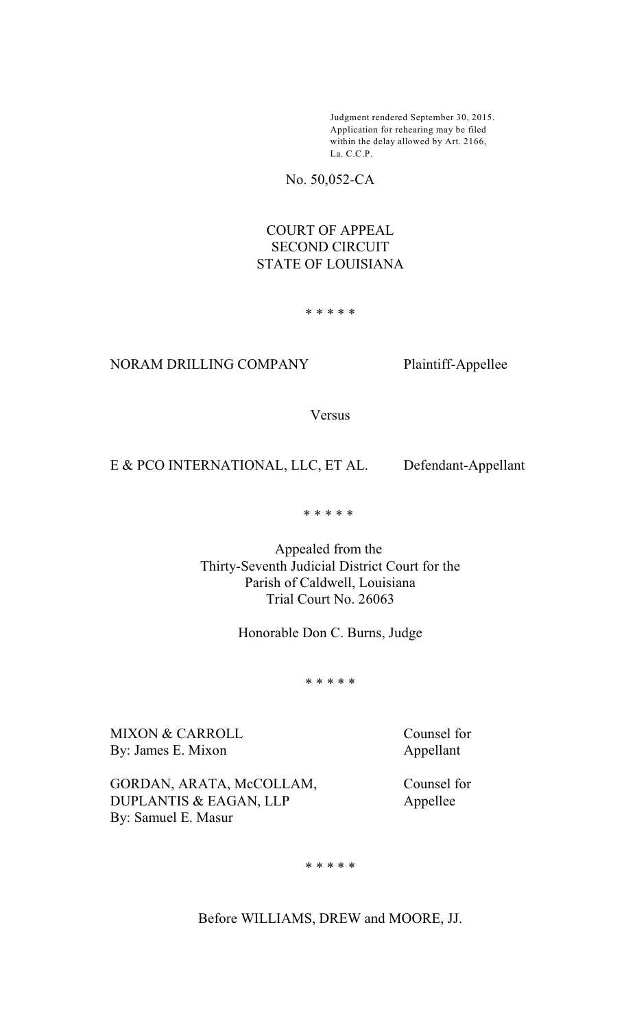Judgment rendered September 30, 2015.
Application for rehearing may be filed within the delay allowed by Art. 2166, La. C.C.P.

No. 50,052-CA

COURT OF APPEAL
SECOND CIRCUIT
STATE OF LOUISIANA

* * * * *

NORAM DRILLING COMPANY Plaintiff-Appellee

Versus

E & PCO INTERNATIONAL, LLC, ET AL. Defendant-Appellant

* * * * *

Appealed from the
Thirty-Seventh Judicial District Court for the
Parish of Caldwell, Louisiana
Trial Court No. 26063

Honorable Don C. Burns, Judge

* * * * *

MIXON & CARROLL
By: James E. Mixon

Counsel for Appellant

GORDAN, ARATA, McCOLLAM, DUPLANTIS & EAGAN, LLP
By: Samuel E. Masur

Counsel for Appellee

* * * * *

Before WILLIAMS, DREW and MOORE, JJ.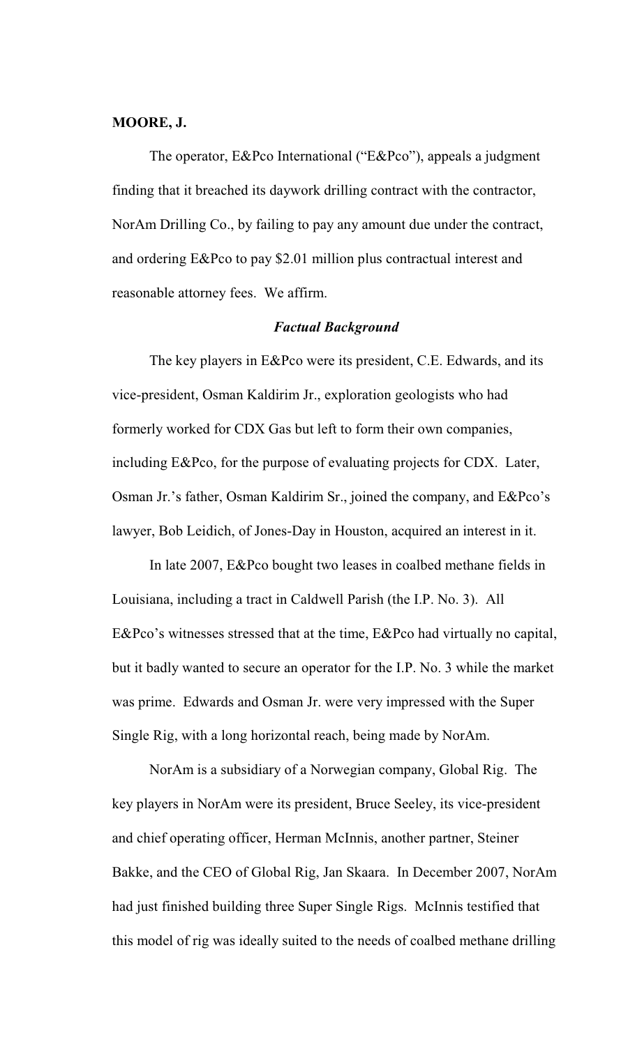**MOORE, J.**

The operator, E&Pco International ("E&Pco"), appeals a judgment finding that it breached its daywork drilling contract with the contractor, NorAm Drilling Co., by failing to pay any amount due under the contract, and ordering E&Pco to pay $2.01 million plus contractual interest and reasonable attorney fees. We affirm.

***Factual Background***

The key players in E&Pco were its president, C.E. Edwards, and its vice-president, Osman Kaldirim Jr., exploration geologists who had formerly worked for CDX Gas but left to form their own companies, including E&Pco, for the purpose of evaluating projects for CDX. Later, Osman Jr.'s father, Osman Kaldirim Sr., joined the company, and E&Pco's lawyer, Bob Leidich, of Jones-Day in Houston, acquired an interest in it.

In late 2007, E&Pco bought two leases in coalbed methane fields in Louisiana, including a tract in Caldwell Parish (the I.P. No. 3). All E&Pco's witnesses stressed that at the time, E&Pco had virtually no capital, but it badly wanted to secure an operator for the I.P. No. 3 while the market was prime. Edwards and Osman Jr. were very impressed with the Super Single Rig, with a long horizontal reach, being made by NorAm.

NorAm is a subsidiary of a Norwegian company, Global Rig. The key players in NorAm were its president, Bruce Seeley, its vice-president and chief operating officer, Herman McInnis, another partner, Steiner Bakke, and the CEO of Global Rig, Jan Skaara. In December 2007, NorAm had just finished building three Super Single Rigs. McInnis testified that this model of rig was ideally suited to the needs of coalbed methane drilling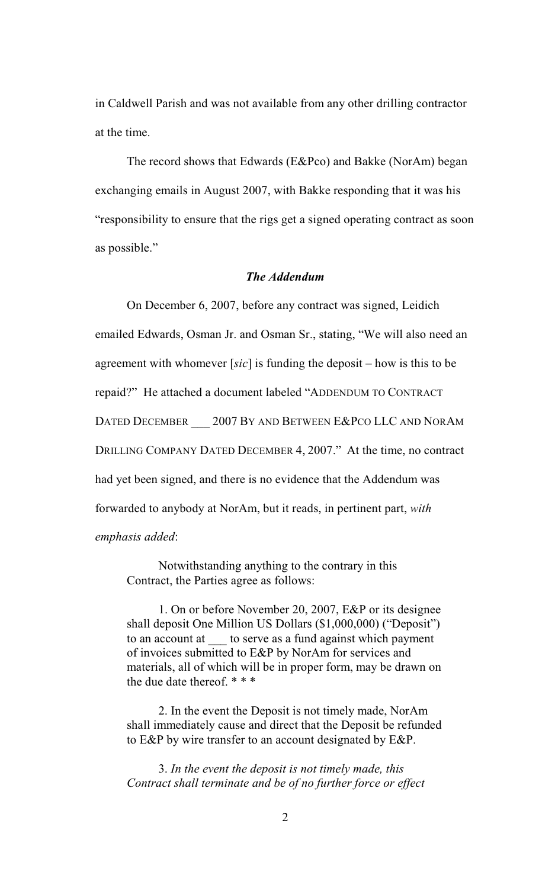in Caldwell Parish and was not available from any other drilling contractor at the time.

The record shows that Edwards (E&Pco) and Bakke (NorAm) began exchanging emails in August 2007, with Bakke responding that it was his "responsibility to ensure that the rigs get a signed operating contract as soon as possible."

### *The Addendum*

On December 6, 2007, before any contract was signed, Leidich emailed Edwards, Osman Jr. and Osman Sr., stating, "We will also need an agreement with whomever [*sic*] is funding the deposit – how is this to be repaid?" He attached a document labeled "ADDENDUM TO CONTRACT DATED DECEMBER ___ 2007 BY AND BETWEEN E&PCO LLC AND NORAM DRILLING COMPANY DATED DECEMBER 4, 2007." At the time, no contract had yet been signed, and there is no evidence that the Addendum was forwarded to anybody at NorAm, but it reads, in pertinent part, *with emphasis added*:

> Notwithstanding anything to the contrary in this Contract, the Parties agree as follows:
>
> 1. On or before November 20, 2007, E&P or its designee shall deposit One Million US Dollars ($1,000,000) ("Deposit") to an account at ___ to serve as a fund against which payment of invoices submitted to E&P by NorAm for services and materials, all of which will be in proper form, may be drawn on the due date thereof. * * *
>
> 2. In the event the Deposit is not timely made, NorAm shall immediately cause and direct that the Deposit be refunded to E&P by wire transfer to an account designated by E&P.
>
> 3. *In the event the deposit is not timely made, this Contract shall terminate and be of no further force or effect*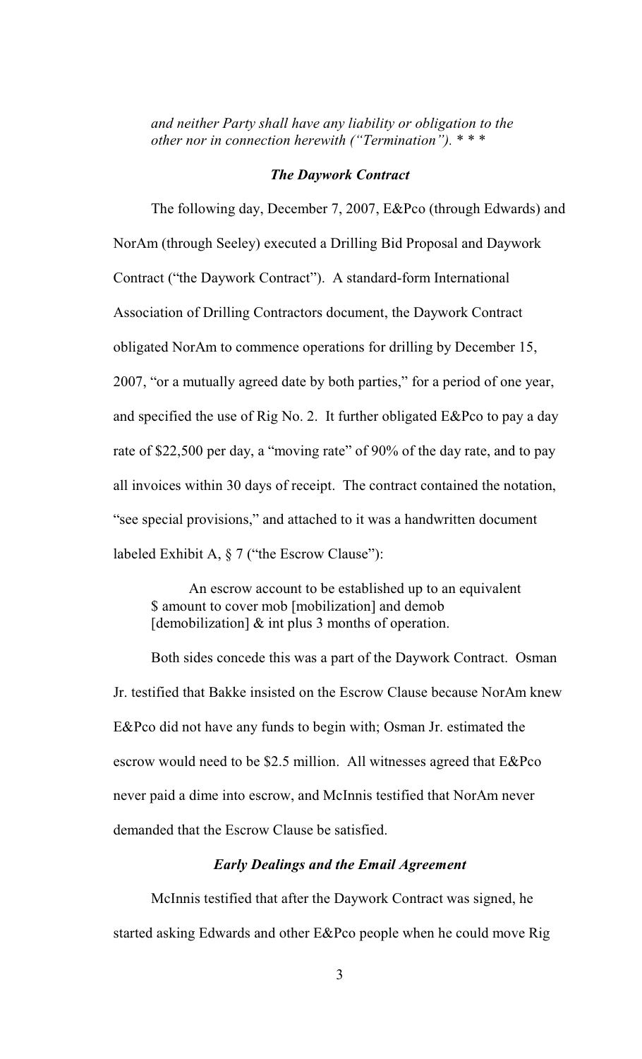*and neither Party shall have any liability or obligation to the other nor in connection herewith ("Termination").* * * *

### *The Daywork Contract*

The following day, December 7, 2007, E&Pco (through Edwards) and NorAm (through Seeley) executed a Drilling Bid Proposal and Daywork Contract ("the Daywork Contract"). A standard-form International Association of Drilling Contractors document, the Daywork Contract obligated NorAm to commence operations for drilling by December 15, 2007, "or a mutually agreed date by both parties," for a period of one year, and specified the use of Rig No. 2. It further obligated E&Pco to pay a day rate of $22,500 per day, a "moving rate" of 90% of the day rate, and to pay all invoices within 30 days of receipt. The contract contained the notation, "see special provisions," and attached to it was a handwritten document labeled Exhibit A, § 7 ("the Escrow Clause"):

> An escrow account to be established up to an equivalent $ amount to cover mob [mobilization] and demob [demobilization] & int plus 3 months of operation.

Both sides concede this was a part of the Daywork Contract. Osman Jr. testified that Bakke insisted on the Escrow Clause because NorAm knew E&Pco did not have any funds to begin with; Osman Jr. estimated the escrow would need to be $2.5 million. All witnesses agreed that E&Pco never paid a dime into escrow, and McInnis testified that NorAm never demanded that the Escrow Clause be satisfied.

### *Early Dealings and the Email Agreement*

McInnis testified that after the Daywork Contract was signed, he started asking Edwards and other E&Pco people when he could move Rig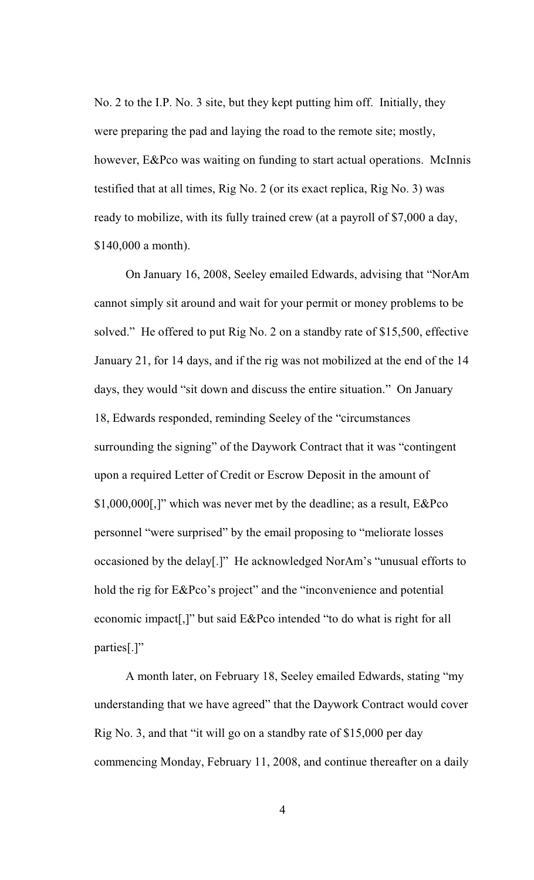No. 2 to the I.P. No. 3 site, but they kept putting him off. Initially, they were preparing the pad and laying the road to the remote site; mostly, however, E&Pco was waiting on funding to start actual operations. McInnis testified that at all times, Rig No. 2 (or its exact replica, Rig No. 3) was ready to mobilize, with its fully trained crew (at a payroll of $7,000 a day, $140,000 a month).

On January 16, 2008, Seeley emailed Edwards, advising that "NorAm cannot simply sit around and wait for your permit or money problems to be solved." He offered to put Rig No. 2 on a standby rate of $15,500, effective January 21, for 14 days, and if the rig was not mobilized at the end of the 14 days, they would "sit down and discuss the entire situation." On January 18, Edwards responded, reminding Seeley of the "circumstances surrounding the signing" of the Daywork Contract that it was "contingent upon a required Letter of Credit or Escrow Deposit in the amount of $1,000,000[,]" which was never met by the deadline; as a result, E&Pco personnel "were surprised" by the email proposing to "meliorate losses occasioned by the delay[.]" He acknowledged NorAm's "unusual efforts to hold the rig for E&Pco's project" and the "inconvenience and potential economic impact[,]" but said E&Pco intended "to do what is right for all parties[.]"

A month later, on February 18, Seeley emailed Edwards, stating "my understanding that we have agreed" that the Daywork Contract would cover Rig No. 3, and that "it will go on a standby rate of $15,000 per day commencing Monday, February 11, 2008, and continue thereafter on a daily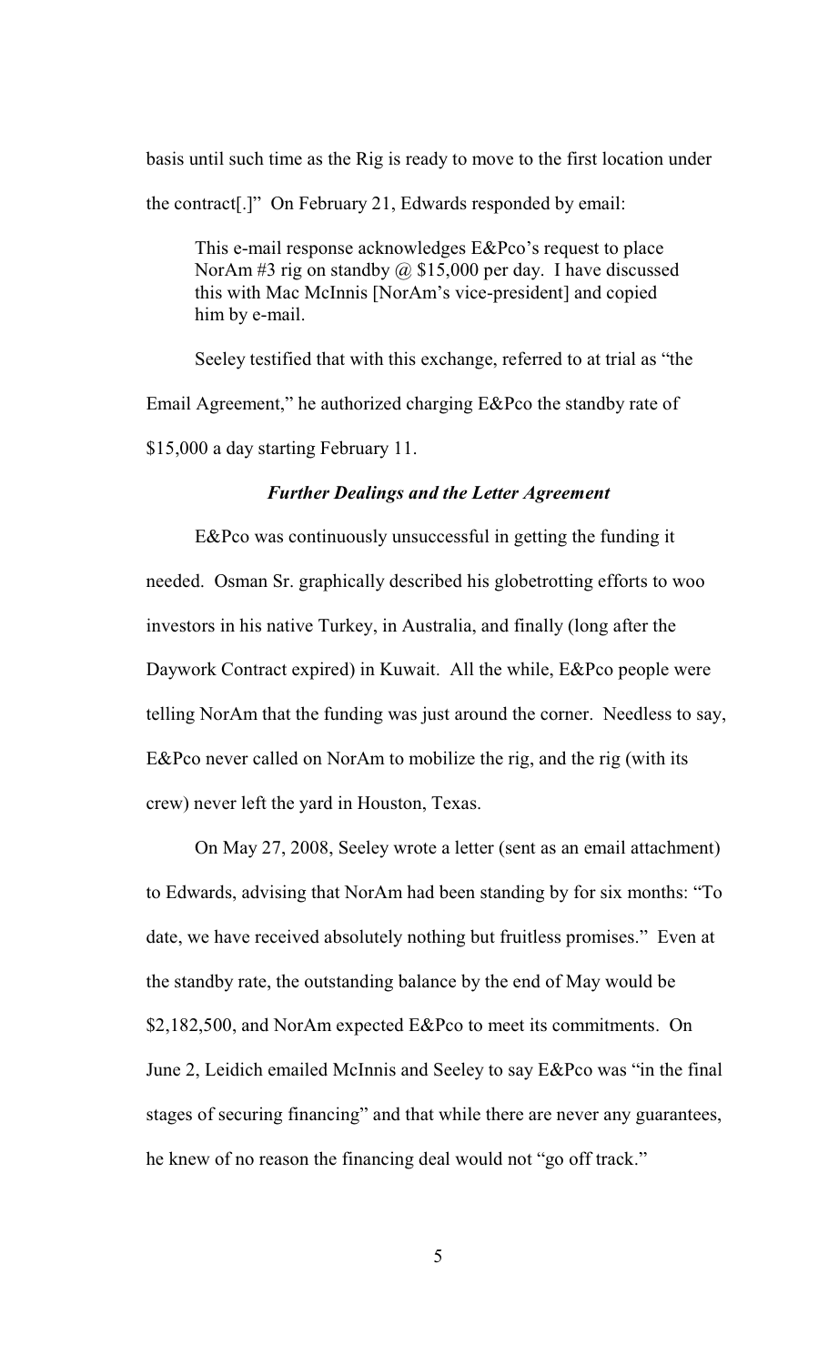basis until such time as the Rig is ready to move to the first location under the contract[.]" On February 21, Edwards responded by email:

> This e-mail response acknowledges E&Pco's request to place NorAm #3 rig on standby @ $15,000 per day. I have discussed this with Mac McInnis [NorAm's vice-president] and copied him by e-mail.

Seeley testified that with this exchange, referred to at trial as "the Email Agreement," he authorized charging E&Pco the standby rate of $15,000 a day starting February 11.

### *Further Dealings and the Letter Agreement*

E&Pco was continuously unsuccessful in getting the funding it needed. Osman Sr. graphically described his globetrotting efforts to woo investors in his native Turkey, in Australia, and finally (long after the Daywork Contract expired) in Kuwait. All the while, E&Pco people were telling NorAm that the funding was just around the corner. Needless to say, E&Pco never called on NorAm to mobilize the rig, and the rig (with its crew) never left the yard in Houston, Texas.

On May 27, 2008, Seeley wrote a letter (sent as an email attachment) to Edwards, advising that NorAm had been standing by for six months: "To date, we have received absolutely nothing but fruitless promises." Even at the standby rate, the outstanding balance by the end of May would be $2,182,500, and NorAm expected E&Pco to meet its commitments. On June 2, Leidich emailed McInnis and Seeley to say E&Pco was "in the final stages of securing financing" and that while there are never any guarantees, he knew of no reason the financing deal would not "go off track."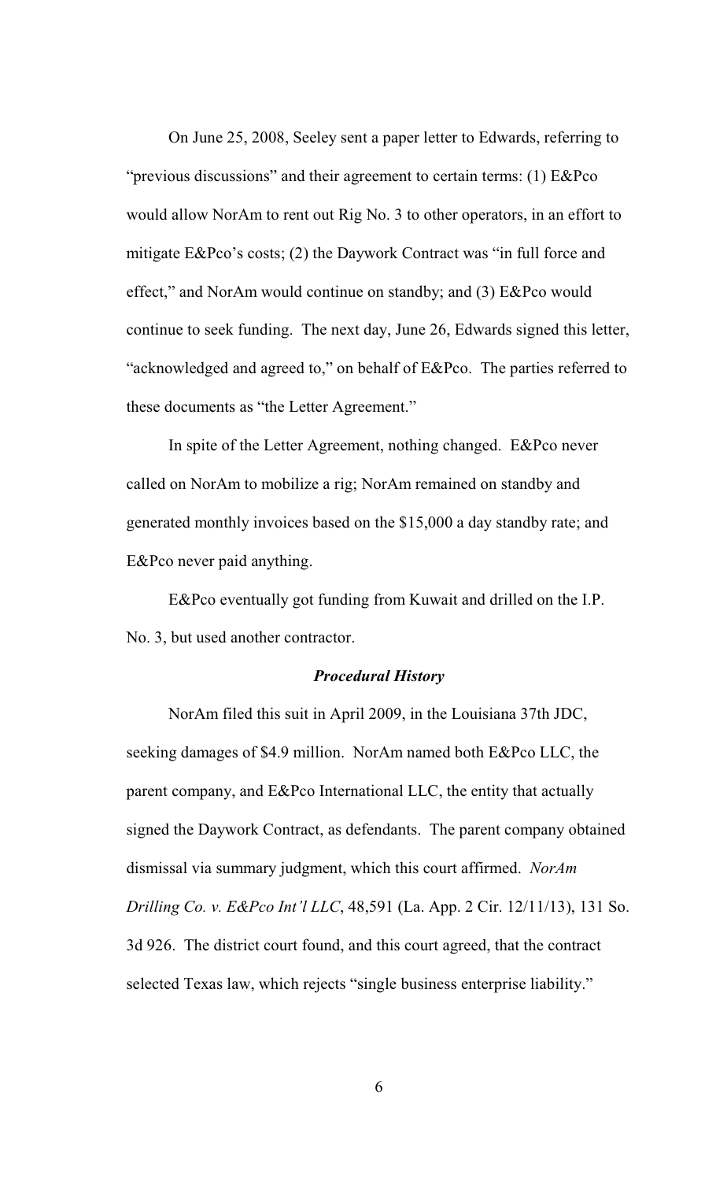On June 25, 2008, Seeley sent a paper letter to Edwards, referring to "previous discussions" and their agreement to certain terms: (1) E&Pco would allow NorAm to rent out Rig No. 3 to other operators, in an effort to mitigate E&Pco's costs; (2) the Daywork Contract was "in full force and effect," and NorAm would continue on standby; and (3) E&Pco would continue to seek funding. The next day, June 26, Edwards signed this letter, "acknowledged and agreed to," on behalf of E&Pco. The parties referred to these documents as "the Letter Agreement."

In spite of the Letter Agreement, nothing changed. E&Pco never called on NorAm to mobilize a rig; NorAm remained on standby and generated monthly invoices based on the $15,000 a day standby rate; and E&Pco never paid anything.

E&Pco eventually got funding from Kuwait and drilled on the I.P. No. 3, but used another contractor.

### *Procedural History*

NorAm filed this suit in April 2009, in the Louisiana 37th JDC, seeking damages of $4.9 million. NorAm named both E&Pco LLC, the parent company, and E&Pco International LLC, the entity that actually signed the Daywork Contract, as defendants. The parent company obtained dismissal via summary judgment, which this court affirmed. *NorAm Drilling Co. v. E&Pco Int'l LLC*, 48,591 (La. App. 2 Cir. 12/11/13), 131 So. 3d 926. The district court found, and this court agreed, that the contract selected Texas law, which rejects "single business enterprise liability."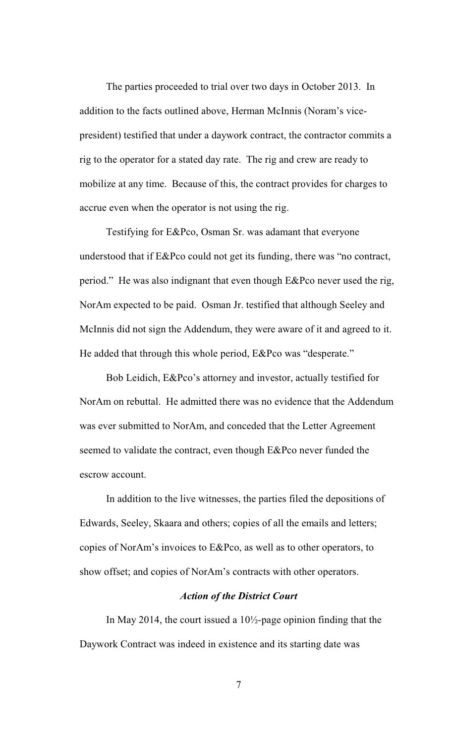The parties proceeded to trial over two days in October 2013. In addition to the facts outlined above, Herman McInnis (Noram's vice-president) testified that under a daywork contract, the contractor commits a rig to the operator for a stated day rate. The rig and crew are ready to mobilize at any time. Because of this, the contract provides for charges to accrue even when the operator is not using the rig.

Testifying for E&Pco, Osman Sr. was adamant that everyone understood that if E&Pco could not get its funding, there was "no contract, period." He was also indignant that even though E&Pco never used the rig, NorAm expected to be paid. Osman Jr. testified that although Seeley and McInnis did not sign the Addendum, they were aware of it and agreed to it. He added that through this whole period, E&Pco was "desperate."

Bob Leidich, E&Pco's attorney and investor, actually testified for NorAm on rebuttal. He admitted there was no evidence that the Addendum was ever submitted to NorAm, and conceded that the Letter Agreement seemed to validate the contract, even though E&Pco never funded the escrow account.

In addition to the live witnesses, the parties filed the depositions of Edwards, Seeley, Skaara and others; copies of all the emails and letters; copies of NorAm's invoices to E&Pco, as well as to other operators, to show offset; and copies of NorAm's contracts with other operators.

### *Action of the District Court*

In May 2014, the court issued a 10½-page opinion finding that the Daywork Contract was indeed in existence and its starting date was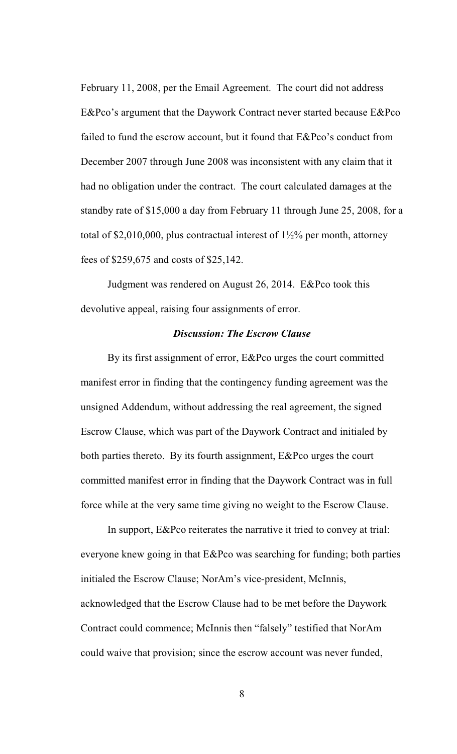February 11, 2008, per the Email Agreement. The court did not address E&Pco's argument that the Daywork Contract never started because E&Pco failed to fund the escrow account, but it found that E&Pco's conduct from December 2007 through June 2008 was inconsistent with any claim that it had no obligation under the contract. The court calculated damages at the standby rate of $15,000 a day from February 11 through June 25, 2008, for a total of $2,010,000, plus contractual interest of 1½% per month, attorney fees of $259,675 and costs of $25,142.

Judgment was rendered on August 26, 2014. E&Pco took this devolutive appeal, raising four assignments of error.

### ***Discussion: The Escrow Clause***

By its first assignment of error, E&Pco urges the court committed manifest error in finding that the contingency funding agreement was the unsigned Addendum, without addressing the real agreement, the signed Escrow Clause, which was part of the Daywork Contract and initialed by both parties thereto. By its fourth assignment, E&Pco urges the court committed manifest error in finding that the Daywork Contract was in full force while at the very same time giving no weight to the Escrow Clause.

In support, E&Pco reiterates the narrative it tried to convey at trial: everyone knew going in that E&Pco was searching for funding; both parties initialed the Escrow Clause; NorAm's vice-president, McInnis, acknowledged that the Escrow Clause had to be met before the Daywork Contract could commence; McInnis then "falsely" testified that NorAm could waive that provision; since the escrow account was never funded,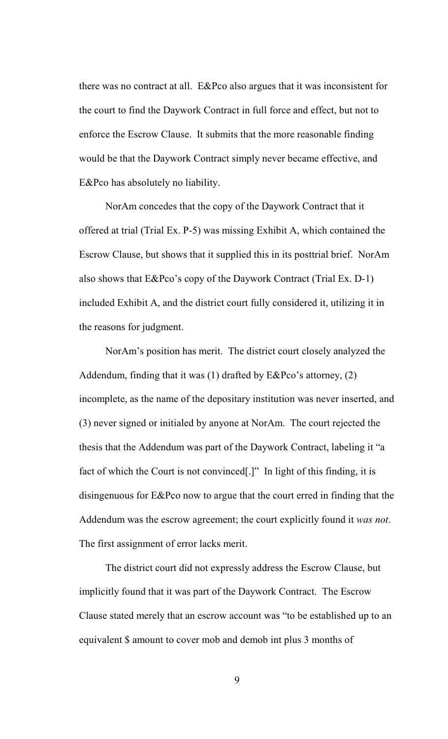there was no contract at all. E&Pco also argues that it was inconsistent for the court to find the Daywork Contract in full force and effect, but not to enforce the Escrow Clause. It submits that the more reasonable finding would be that the Daywork Contract simply never became effective, and E&Pco has absolutely no liability.

NorAm concedes that the copy of the Daywork Contract that it offered at trial (Trial Ex. P-5) was missing Exhibit A, which contained the Escrow Clause, but shows that it supplied this in its posttrial brief. NorAm also shows that E&Pco's copy of the Daywork Contract (Trial Ex. D-1) included Exhibit A, and the district court fully considered it, utilizing it in the reasons for judgment.

NorAm's position has merit. The district court closely analyzed the Addendum, finding that it was (1) drafted by E&Pco's attorney, (2) incomplete, as the name of the depositary institution was never inserted, and (3) never signed or initialed by anyone at NorAm. The court rejected the thesis that the Addendum was part of the Daywork Contract, labeling it "a fact of which the Court is not convinced[.]" In light of this finding, it is disingenuous for E&Pco now to argue that the court erred in finding that the Addendum was the escrow agreement; the court explicitly found it *was not*. The first assignment of error lacks merit.

The district court did not expressly address the Escrow Clause, but implicitly found that it was part of the Daywork Contract. The Escrow Clause stated merely that an escrow account was "to be established up to an equivalent $ amount to cover mob and demob int plus 3 months of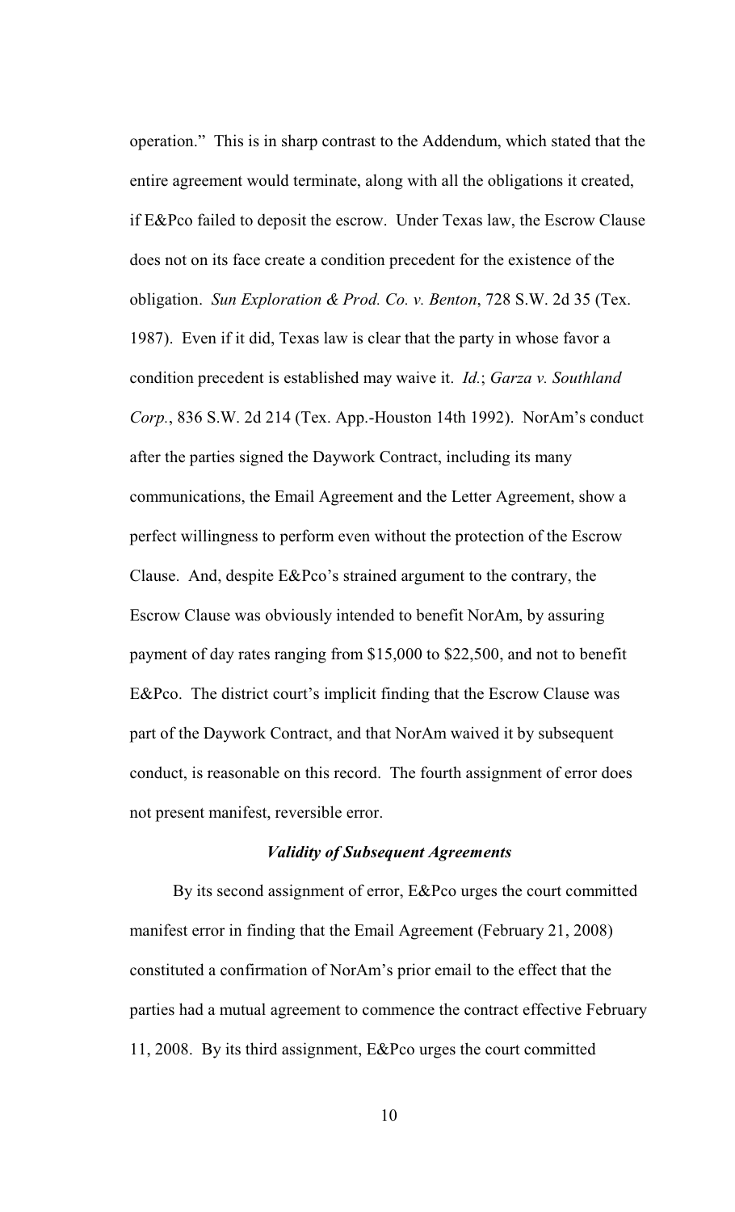operation." This is in sharp contrast to the Addendum, which stated that the entire agreement would terminate, along with all the obligations it created, if E&Pco failed to deposit the escrow. Under Texas law, the Escrow Clause does not on its face create a condition precedent for the existence of the obligation. *Sun Exploration & Prod. Co. v. Benton*, 728 S.W. 2d 35 (Tex. 1987). Even if it did, Texas law is clear that the party in whose favor a condition precedent is established may waive it. *Id.*; *Garza v. Southland Corp.*, 836 S.W. 2d 214 (Tex. App.-Houston 14th 1992). NorAm's conduct after the parties signed the Daywork Contract, including its many communications, the Email Agreement and the Letter Agreement, show a perfect willingness to perform even without the protection of the Escrow Clause. And, despite E&Pco's strained argument to the contrary, the Escrow Clause was obviously intended to benefit NorAm, by assuring payment of day rates ranging from $15,000 to $22,500, and not to benefit E&Pco. The district court's implicit finding that the Escrow Clause was part of the Daywork Contract, and that NorAm waived it by subsequent conduct, is reasonable on this record. The fourth assignment of error does not present manifest, reversible error.

### *Validity of Subsequent Agreements*

By its second assignment of error, E&Pco urges the court committed manifest error in finding that the Email Agreement (February 21, 2008) constituted a confirmation of NorAm's prior email to the effect that the parties had a mutual agreement to commence the contract effective February 11, 2008. By its third assignment, E&Pco urges the court committed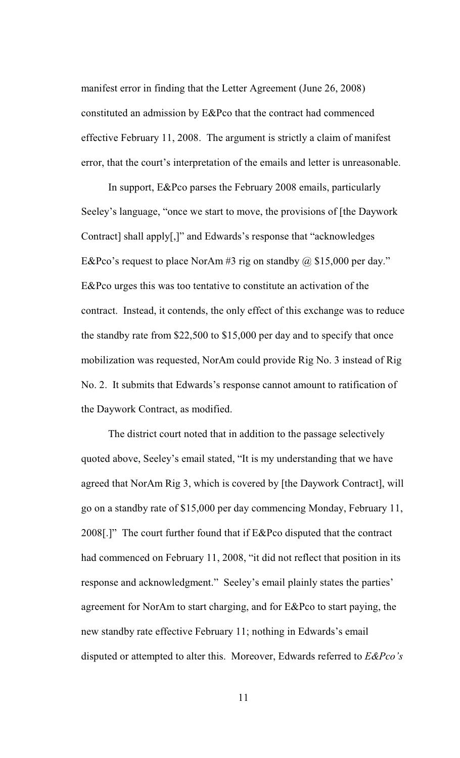manifest error in finding that the Letter Agreement (June 26, 2008) constituted an admission by E&Pco that the contract had commenced effective February 11, 2008. The argument is strictly a claim of manifest error, that the court's interpretation of the emails and letter is unreasonable.

In support, E&Pco parses the February 2008 emails, particularly Seeley's language, "once we start to move, the provisions of [the Daywork Contract] shall apply[,]" and Edwards's response that "acknowledges E&Pco's request to place NorAm #3 rig on standby @ $15,000 per day." E&Pco urges this was too tentative to constitute an activation of the contract. Instead, it contends, the only effect of this exchange was to reduce the standby rate from $22,500 to $15,000 per day and to specify that once mobilization was requested, NorAm could provide Rig No. 3 instead of Rig No. 2. It submits that Edwards's response cannot amount to ratification of the Daywork Contract, as modified.

The district court noted that in addition to the passage selectively quoted above, Seeley's email stated, "It is my understanding that we have agreed that NorAm Rig 3, which is covered by [the Daywork Contract], will go on a standby rate of $15,000 per day commencing Monday, February 11, 2008[.]" The court further found that if E&Pco disputed that the contract had commenced on February 11, 2008, "it did not reflect that position in its response and acknowledgment." Seeley's email plainly states the parties' agreement for NorAm to start charging, and for E&Pco to start paying, the new standby rate effective February 11; nothing in Edwards's email disputed or attempted to alter this. Moreover, Edwards referred to *E&Pco's*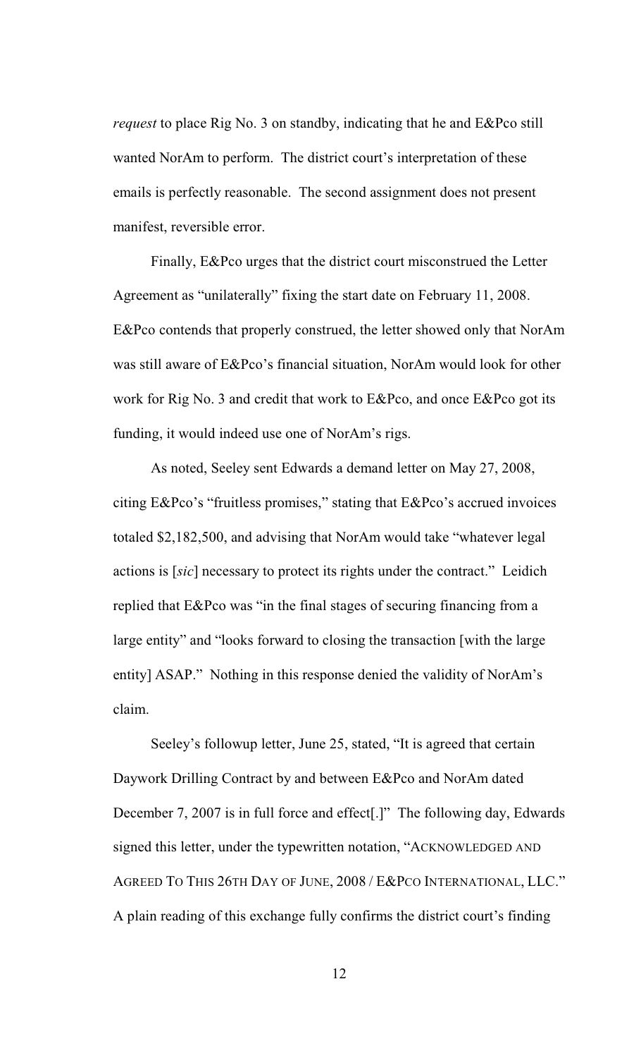*request* to place Rig No. 3 on standby, indicating that he and E&Pco still wanted NorAm to perform. The district court's interpretation of these emails is perfectly reasonable. The second assignment does not present manifest, reversible error.

Finally, E&Pco urges that the district court misconstrued the Letter Agreement as "unilaterally" fixing the start date on February 11, 2008. E&Pco contends that properly construed, the letter showed only that NorAm was still aware of E&Pco's financial situation, NorAm would look for other work for Rig No. 3 and credit that work to E&Pco, and once E&Pco got its funding, it would indeed use one of NorAm's rigs.

As noted, Seeley sent Edwards a demand letter on May 27, 2008, citing E&Pco's "fruitless promises," stating that E&Pco's accrued invoices totaled $2,182,500, and advising that NorAm would take "whatever legal actions is [*sic*] necessary to protect its rights under the contract." Leidich replied that E&Pco was "in the final stages of securing financing from a large entity" and "looks forward to closing the transaction [with the large entity] ASAP." Nothing in this response denied the validity of NorAm's claim.

Seeley's followup letter, June 25, stated, "It is agreed that certain Daywork Drilling Contract by and between E&Pco and NorAm dated December 7, 2007 is in full force and effect[.]" The following day, Edwards signed this letter, under the typewritten notation, "ACKNOWLEDGED AND AGREED TO THIS 26TH DAY OF JUNE, 2008 / E&PCO INTERNATIONAL, LLC." A plain reading of this exchange fully confirms the district court's finding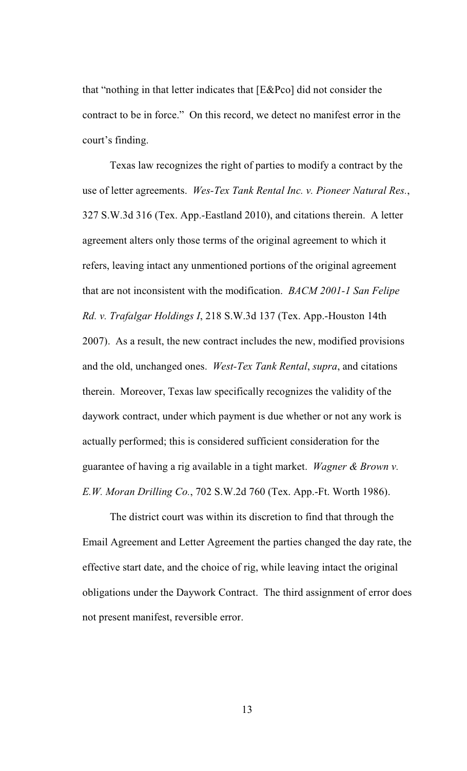that "nothing in that letter indicates that [E&Pco] did not consider the contract to be in force." On this record, we detect no manifest error in the court's finding.

Texas law recognizes the right of parties to modify a contract by the use of letter agreements. *Wes-Tex Tank Rental Inc. v. Pioneer Natural Res.*, 327 S.W.3d 316 (Tex. App.-Eastland 2010), and citations therein. A letter agreement alters only those terms of the original agreement to which it refers, leaving intact any unmentioned portions of the original agreement that are not inconsistent with the modification. *BACM 2001-1 San Felipe Rd. v. Trafalgar Holdings I*, 218 S.W.3d 137 (Tex. App.-Houston 14th 2007). As a result, the new contract includes the new, modified provisions and the old, unchanged ones. *West-Tex Tank Rental*, *supra*, and citations therein. Moreover, Texas law specifically recognizes the validity of the daywork contract, under which payment is due whether or not any work is actually performed; this is considered sufficient consideration for the guarantee of having a rig available in a tight market. *Wagner & Brown v. E.W. Moran Drilling Co.*, 702 S.W.2d 760 (Tex. App.-Ft. Worth 1986).

The district court was within its discretion to find that through the Email Agreement and Letter Agreement the parties changed the day rate, the effective start date, and the choice of rig, while leaving intact the original obligations under the Daywork Contract. The third assignment of error does not present manifest, reversible error.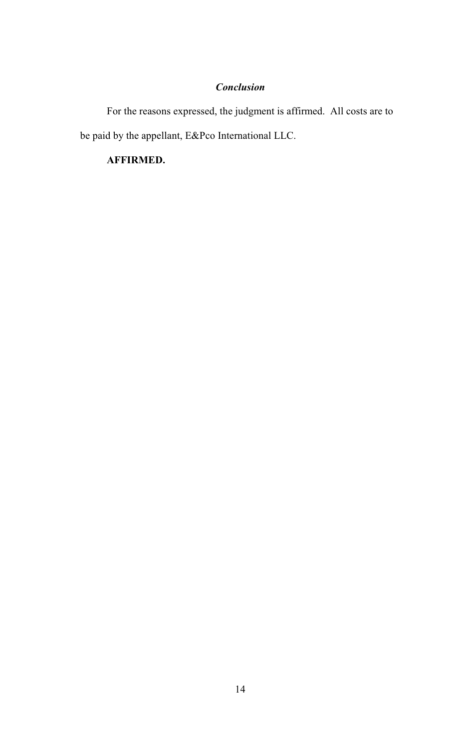### *Conclusion*

For the reasons expressed, the judgment is affirmed. All costs are to be paid by the appellant, E&Pco International LLC.

**AFFIRMED.**